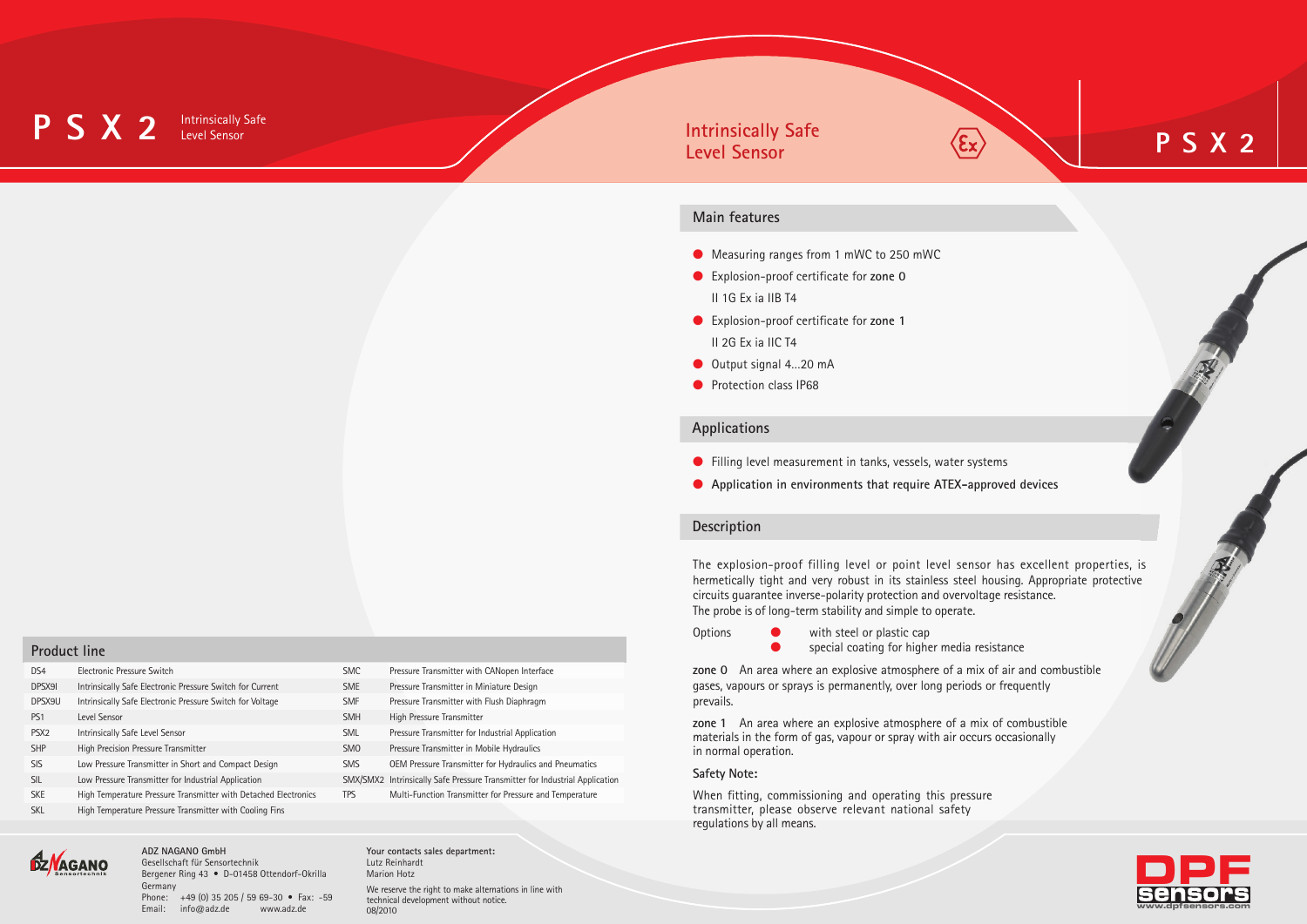# PSX2

Intrinsically Safe Level Sensor

## Product line

| | | | |
|---|---|---|---|
| DS4 | Electronic Pressure Switch | SMC | Pressure Transmitter with CANopen Interface |
| DPSX9I | Intrinsically Safe Electronic Pressure Switch for Current | SME | Pressure Transmitter in Miniature Design |
| DPSX9U | Intrinsically Safe Electronic Pressure Switch for Voltage | SMF | Pressure Transmitter with Flush Diaphragm |
| PS1 | Level Sensor | SMH | High Pressure Transmitter |
| PSX2 | Intrinsically Safe Level Sensor | SML | Pressure Transmitter for Industrial Application |
| SHP | High Precision Pressure Transmitter | SMO | Pressure Transmitter in Mobile Hydraulics |
| SIS | Low Pressure Transmitter in Short and Compact Design | SMS | OEM Pressure Transmitter for Hydraulics and Pneumatics |
| SIL | Low Pressure Transmitter for Industrial Application | SMX/SMX2 | Intrinsically Safe Pressure Transmitter for Industrial Application |
| SKE | High Temperature Pressure Transmitter with Detached Electronics | TPS | Multi-Function Transmitter for Pressure and Temperature |
| SKL | High Temperature Pressure Transmitter with Cooling Fins | | |

**ADZ NAGANO GmbH**
Gesellschaft für Sensortechnik
Bergener Ring 43 • D-01458 Ottendorf-Okrilla
Germany
Phone: +49 (0) 35 205 / 59 69-30 • Fax: -59
Email: info@adz.de www.adz.de

**Your contacts sales department:**
Lutz Reinhardt
Marion Hotz

We reserve the right to make alternations in line with technical development without notice.
08/2010

# Intrinsically Safe Level Sensor

# PSX2

## Main features

- Measuring ranges from 1 mWC to 250 mWC
- Explosion-proof certificate for **zone 0**
  II 1G Ex ia IIB T4
- Explosion-proof certificate for **zone 1**
  II 2G Ex ia IIC T4
- Output signal 4...20 mA
- Protection class IP68

## Applications

- Filling level measurement in tanks, vessels, water systems
- Application in environments that require ATEX-approved devices

## Description

The explosion-proof filling level or point level sensor has excellent properties, is hermetically tight and very robust in its stainless steel housing. Appropriate protective circuits guarantee inverse-polarity protection and overvoltage resistance.
The probe is of long-term stability and simple to operate.

Options
- with steel or plastic cap
- special coating for higher media resistance

**zone 0** An area where an explosive atmosphere of a mix of air and combustible gases, vapours or sprays is permanently, over long periods or frequently prevails.

**zone 1** An area where an explosive atmosphere of a mix of combustible materials in the form of gas, vapour or spray with air occurs occasionally in normal operation.

### Safety Note:

When fitting, commissioning and operating this pressure transmitter, please observe relevant national safety regulations by all means.

www.dpfsensors.com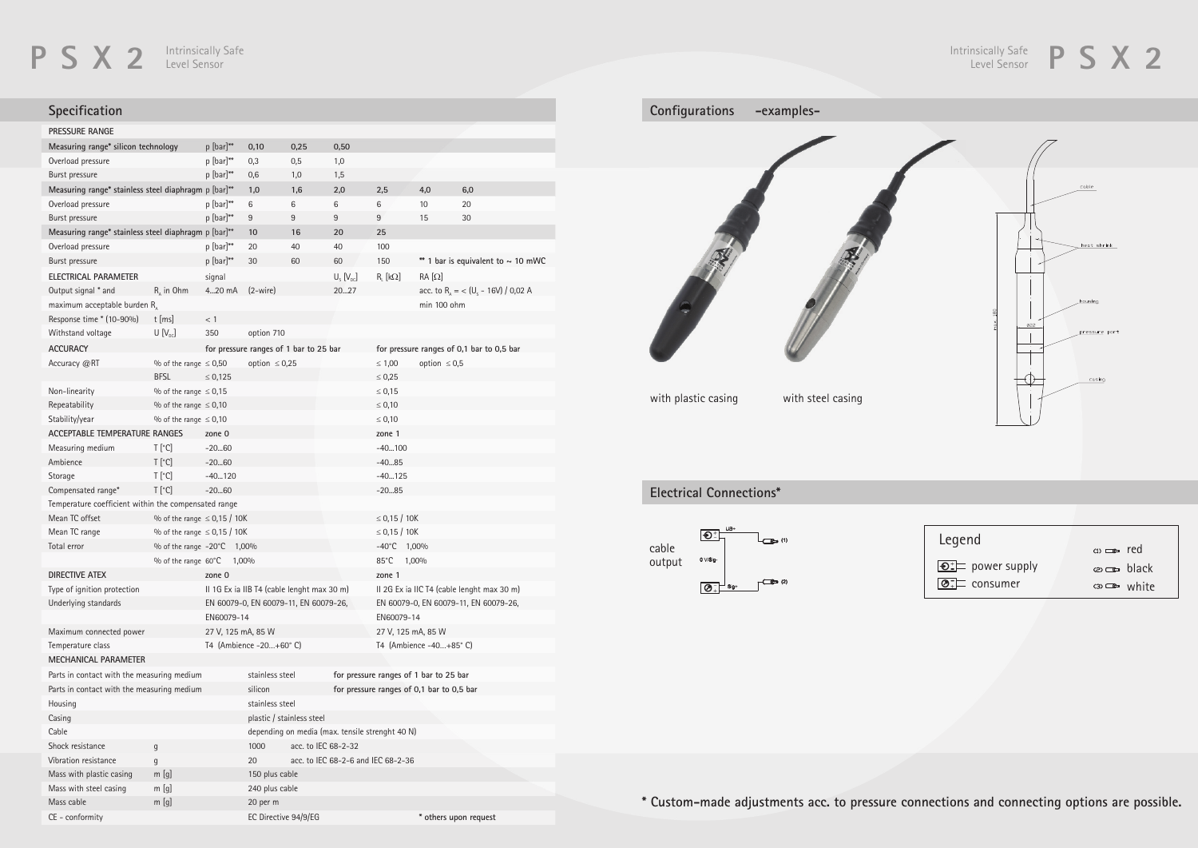## Specification

| PRESSURE RANGE | | | | | | | | |
|---|---|---|---|---|---|---|---|---|
| Measuring range* silicon technology | | p [bar]** | 0,10 | 0,25 | 0,50 | | | |
| Overload pressure | | p [bar]** | 0,3 | 0,5 | 1,0 | | | |
| Burst pressure | | p [bar]** | 0,6 | 1,0 | 1,5 | | | |
| Measuring range* stainless steel diaphragm | | p [bar]** | 1,0 | 1,6 | 2,0 | 2,5 | 4,0 | 6,0 |
| Overload pressure | | p [bar]** | 6 | 6 | 6 | 6 | 10 | 20 |
| Burst pressure | | p [bar]** | 9 | 9 | 9 | 9 | 15 | 30 |
| Measuring range* stainless steel diaphragm | | p [bar]** | 10 | 16 | 20 | 25 | | |
| Overload pressure | | p [bar]** | 20 | 40 | 40 | 100 | | |
| Burst pressure | | p [bar]** | 30 | 60 | 60 | 150 | ** 1 bar is equivalent to ~ 10 mWC | |
| ELECTRICAL PARAMETER | | signal | | | $U_s$ [$V_{DC}$] | $R_i$ [kΩ] | RA [Ω] | |
| Output signal * and | $R_A$ in Ohm | 4...20 mA | (2-wire) | | 20...27 | | acc. to $R_A$ = < ($U_s$ - 16V) / 0,02 A | |
| maximum acceptable burden $R_A$ | | | | | | | min 100 ohm | |
| Response time * (10–90%) | t [ms] | < 1 | | | | | | |
| Withstand voltage | U [$V_{DC}$] | 350 | option 710 | | | | | |
| ACCURACY | | for pressure ranges of 1 bar to 25 bar | | | | for pressure ranges of 0,1 bar to 0,5 bar | | |
| Accuracy @RT | % of the range | ≤ 0,50 | option ≤ 0,25 | | | ≤ 1,00 | option ≤ 0,5 | |
| | BFSL | ≤ 0,125 | | | | ≤ 0,25 | | |
| Non-linearity | % of the range | ≤ 0,15 | | | | ≤ 0,15 | | |
| Repeatability | % of the range | ≤ 0,10 | | | | ≤ 0,10 | | |
| Stability/year | % of the range | ≤ 0,10 | | | | ≤ 0,10 | | |
| ACCEPTABLE TEMPERATURE RANGES | | zone 0 | | | | zone 1 | | |
| Measuring medium | T [°C] | -20...60 | | | | -40...100 | | |
| Ambience | T [°C] | -20...60 | | | | -40...85 | | |
| Storage | T [°C] | -40...120 | | | | -40...125 | | |
| Compensated range* | T [°C] | -20...60 | | | | -20...85 | | |
| Temperature coefficient within the compensated range | | | | | | | | |
| Mean TC offset | % of the range | ≤ 0,15 / 10K | | | | ≤ 0,15 / 10K | | |
| Mean TC range | % of the range | ≤ 0,15 / 10K | | | | ≤ 0,15 / 10K | | |
| Total error | % of the range | -20°C 1,00% | | | | -40°C 1,00% | | |
| | % of the range | 60°C 1,00% | | | | 85°C 1,00% | | |
| DIRECTIVE ATEX | | zone 0 | | | | zone 1 | | |
| Type of ignition protection | | II 1G Ex ia IIB T4 (cable lenght max 30 m) | | | | II 2G Ex ia IIC T4 (cable lenght max 30 m) | | |
| Underlying standards | | EN 60079-0, EN 60079-11, EN 60079-26, | | | | EN 60079-0, EN 60079-11, EN 60079-26, | | |
| | | EN60079-14 | | | | EN60079-14 | | |
| Maximum connected power | | 27 V, 125 mA, 85 W | | | | 27 V, 125 mA, 85 W | | |
| Temperature class | | T4 (Ambience -20...+60° C) | | | | T4 (Ambience -40...+85° C) | | |
| MECHANICAL PARAMETER | | | | | | | | |
| Parts in contact with the measuring medium | | | stainless steel | | for pressure ranges of 1 bar to 25 bar | | | |
| Parts in contact with the measuring medium | | | silicon | | for pressure ranges of 0,1 bar to 0,5 bar | | | |
| Housing | | | stainless steel | | | | | |
| Casing | | | plastic / stainless steel | | | | | |
| Cable | | | depending on media (max. tensile strenght 40 N) | | | | | |
| Shock resistance | g | | 1000 | acc. to IEC 68-2-32 | | | | |
| Vibration resistance | g | | 20 | acc. to IEC 68-2-6 and IEC 68-2-36 | | | | |
| Mass with plastic casing | m [g] | | 150 plus cable | | | | | |
| Mass with steel casing | m [g] | | 240 plus cable | | | | | |
| Mass cable | m [g] | | 20 per m | | | | | |
| CE - conformity | | | EC Directive 94/9/EG | | | | * others upon request | |

## Configurations -examples-

with plastic casing

with steel casing

cable

heat shrink

housing

pressure port

casing

## Electrical Connections*

cable output

UB+ (1)

0 V/Sig- 

Sig+ (2)

| Legend | |
|---|---|
| power supply | (1) red |
| consumer | (2) black |
| | (3) white |

**\* Custom-made adjustments acc. to pressure connections and connecting options are possible.**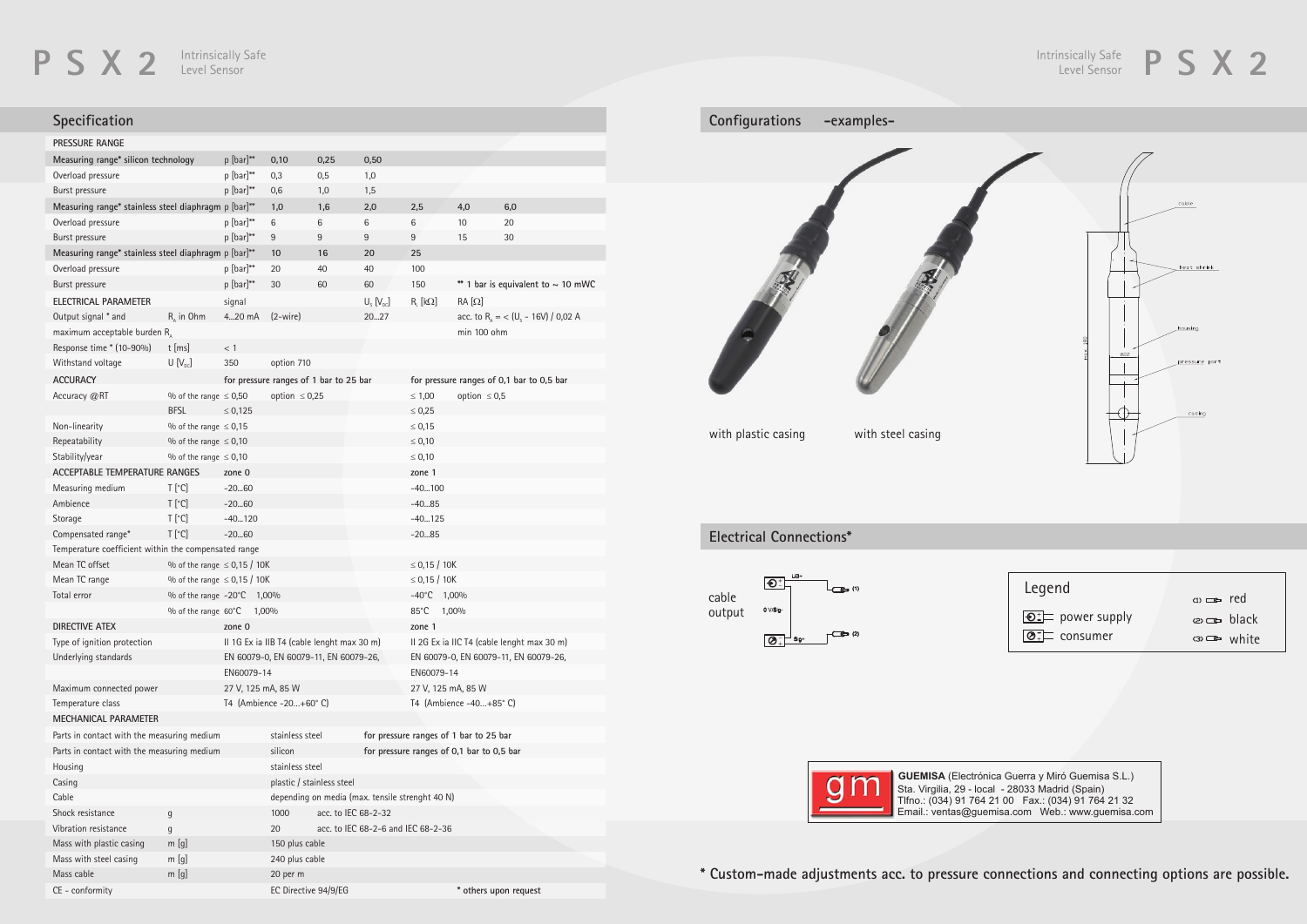# PSX2 Intrinsically Safe Level Sensor

## Specification

| | | | | | | | | |
|---|---|---|---|---|---|---|---|---|
| **PRESSURE RANGE** | | | | | | | | |
| Measuring range* silicon technology | | p [bar]** | 0,10 | 0,25 | 0,50 | | | |
| Overload pressure | | p [bar]** | 0,3 | 0,5 | 1,0 | | | |
| Burst pressure | | p [bar]** | 0,6 | 1,0 | 1,5 | | | |
| Measuring range* stainless steel diaphragm | | p [bar]** | 1,0 | 1,6 | 2,0 | 2,5 | 4,0 | 6,0 |
| Overload pressure | | p [bar]** | 6 | 6 | 6 | 6 | 10 | 20 |
| Burst pressure | | p [bar]** | 9 | 9 | 9 | 9 | 15 | 30 |
| Measuring range* stainless steel diaphragm | | p [bar]** | 10 | 16 | 20 | 25 | | |
| Overload pressure | | p [bar]** | 20 | 40 | 40 | 100 | | |
| Burst pressure | | p [bar]** | 30 | 60 | 60 | 150 | ** 1 bar is equivalent to ~ 10 mWC | |
| **ELECTRICAL PARAMETER** | | signal | | | $U_s$ [$V_{DC}$] | $R_i$ [kΩ] | RA [Ω] | |
| Output signal * and | $R_A$ in Ohm | 4...20 mA | (2-wire) | | 20...27 | | acc. to $R_A$ = < ($U_s$ - 16V) / 0,02 A | |
| maximum acceptable burden $R_A$ | | | | | | | min 100 ohm | |
| Response time * (10-90%) | t [ms] | < 1 | | | | | | |
| Withstand voltage | U [$V_{DC}$] | 350 | option 710 | | | | | |
| **ACCURACY** | | for pressure ranges of 1 bar to 25 bar | | | | for pressure ranges of 0,1 bar to 0,5 bar | | |
| Accuracy @RT | % of the range | ≤ 0,50 | option ≤ 0,25 | | | ≤ 1,00 | option ≤ 0,5 | |
| | BFSL | ≤ 0,125 | | | | ≤ 0,25 | | |
| Non-linearity | % of the range | ≤ 0,15 | | | | ≤ 0,15 | | |
| Repeatability | % of the range | ≤ 0,10 | | | | ≤ 0,10 | | |
| Stability/year | % of the range | ≤ 0,10 | | | | ≤ 0,10 | | |
| **ACCEPTABLE TEMPERATURE RANGES** | | zone 0 | | | | zone 1 | | |
| Measuring medium | T [°C] | -20...60 | | | | -40...100 | | |
| Ambience | T [°C] | -20...60 | | | | -40...85 | | |
| Storage | T [°C] | -40...120 | | | | -40...125 | | |
| Compensated range* | T [°C] | -20...60 | | | | -20...85 | | |
| Temperature coefficient within the compensated range | | | | | | | | |
| Mean TC offset | % of the range | ≤ 0,15 / 10K | | | | ≤ 0,15 / 10K | | |
| Mean TC range | % of the range | ≤ 0,15 / 10K | | | | ≤ 0,15 / 10K | | |
| Total error | % of the range | -20°C 1,00% | | | | -40°C 1,00% | | |
| | % of the range | 60°C 1,00% | | | | 85°C 1,00% | | |
| **DIRECTIVE ATEX** | | zone 0 | | | | zone 1 | | |
| Type of ignition protection | | II 1G Ex ia IIB T4 (cable lenght max 30 m) | | | | II 2G Ex ia IIC T4 (cable lenght max 30 m) | | |
| Underlying standards | | EN 60079-0, EN 60079-11, EN 60079-26, EN60079-14 | | | | EN 60079-0, EN 60079-11, EN 60079-26, EN60079-14 | | |
| Maximum connected power | | 27 V, 125 mA, 85 W | | | | 27 V, 125 mA, 85 W | | |
| Temperature class | | T4 (Ambience -20...+60° C) | | | | T4 (Ambience -40...+85° C) | | |
| **MECHANICAL PARAMETER** | | | | | | | | |
| Parts in contact with the measuring medium | | | stainless steel | | for pressure ranges of 1 bar to 25 bar | | | |
| Parts in contact with the measuring medium | | | silicon | | for pressure ranges of 0,1 bar to 0,5 bar | | | |
| Housing | | | stainless steel | | | | | |
| Casing | | | plastic / stainless steel | | | | | |
| Cable | | | depending on media (max. tensile strenght 40 N) | | | | | |
| Shock resistance | g | | 1000 | acc. to IEC 68-2-32 | | | | |
| Vibration resistance | g | | 20 | acc. to IEC 68-2-6 and IEC 68-2-36 | | | | |
| Mass with plastic casing | m [g] | | 150 plus cable | | | | | |
| Mass with steel casing | m [g] | | 240 plus cable | | | | | |
| Mass cable | m [g] | | 20 per m | | | | | |
| CE - conformity | | | EC Directive 94/9/EG | | | | * others upon request | |

## Configurations -examples-

with plastic casing

with steel casing

cable

heat shrink

housing

pressure port

casing

## Electrical Connections*

cable output

UB+ (1)

0 V/Sig-

Sig+ (2)

**Legend**

- power supply
- consumer
- (1) red
- (2) black
- (3) white

**GUEMISA** (Electrónica Guerra y Miró Guemisa S.L.)
Sta. Virgilia, 29 - local - 28033 Madrid (Spain)
Tlfno.: (034) 91 764 21 00 Fax.: (034) 91 764 21 32
Email.: ventas@guemisa.com Web.: www.guemisa.com

**\* Custom-made adjustments acc. to pressure connections and connecting options are possible.**